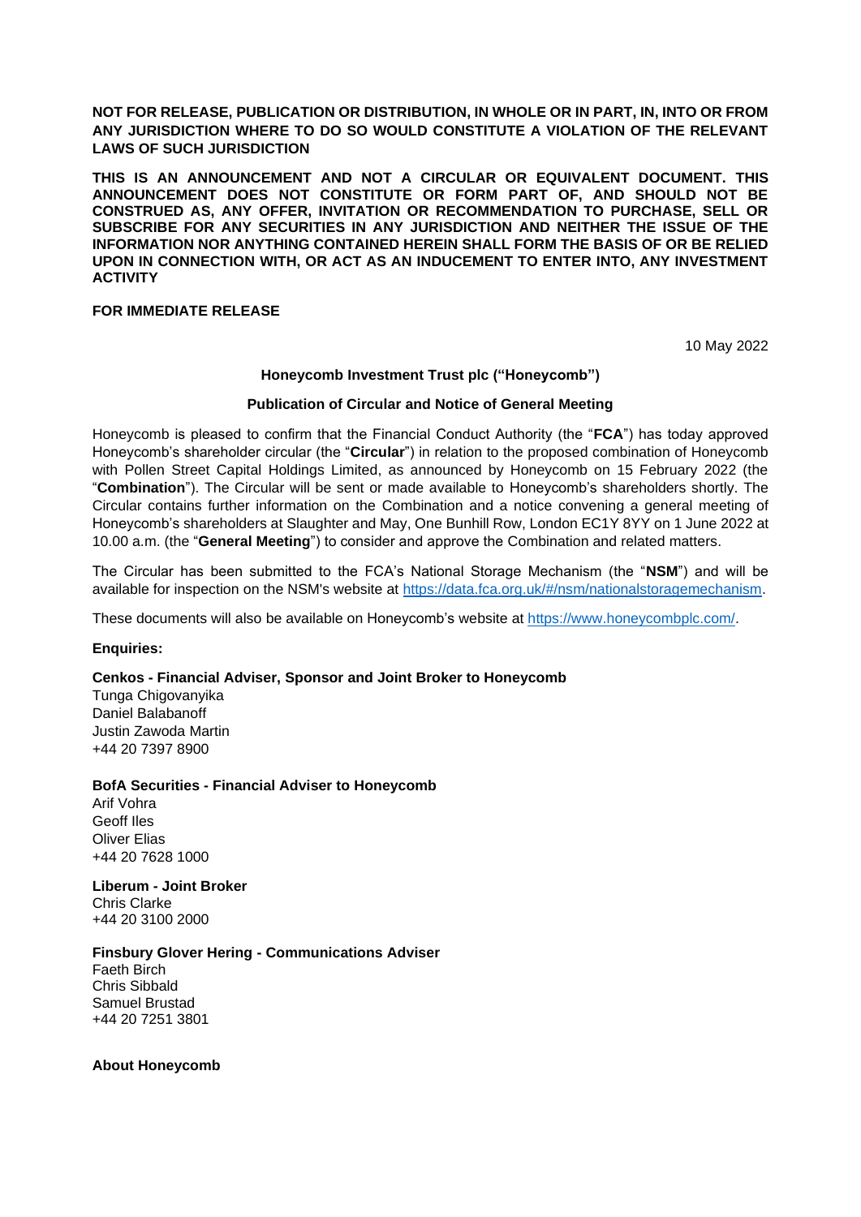**NOT FOR RELEASE, PUBLICATION OR DISTRIBUTION, IN WHOLE OR IN PART, IN, INTO OR FROM ANY JURISDICTION WHERE TO DO SO WOULD CONSTITUTE A VIOLATION OF THE RELEVANT LAWS OF SUCH JURISDICTION**

**THIS IS AN ANNOUNCEMENT AND NOT A CIRCULAR OR EQUIVALENT DOCUMENT. THIS ANNOUNCEMENT DOES NOT CONSTITUTE OR FORM PART OF, AND SHOULD NOT BE CONSTRUED AS, ANY OFFER, INVITATION OR RECOMMENDATION TO PURCHASE, SELL OR SUBSCRIBE FOR ANY SECURITIES IN ANY JURISDICTION AND NEITHER THE ISSUE OF THE INFORMATION NOR ANYTHING CONTAINED HEREIN SHALL FORM THE BASIS OF OR BE RELIED UPON IN CONNECTION WITH, OR ACT AS AN INDUCEMENT TO ENTER INTO, ANY INVESTMENT ACTIVITY**

**FOR IMMEDIATE RELEASE**

10 May 2022

**Honeycomb Investment Trust plc ("Honeycomb")**

**Publication of Circular and Notice of General Meeting**

Honeycomb is pleased to confirm that the Financial Conduct Authority (the "**FCA**") has today approved Honeycomb's shareholder circular (the "**Circular**") in relation to the proposed combination of Honeycomb with Pollen Street Capital Holdings Limited, as announced by Honeycomb on 15 February 2022 (the "**Combination**"). The Circular will be sent or made available to Honeycomb's shareholders shortly. The Circular contains further information on the Combination and a notice convening a general meeting of Honeycomb's shareholders at Slaughter and May, One Bunhill Row, London EC1Y 8YY on 1 June 2022 at 10.00 a.m. (the "**General Meeting**") to consider and approve the Combination and related matters.

The Circular has been submitted to the FCA's National Storage Mechanism (the "**NSM**") and will be available for inspection on the NSM's website at https://data.fca.org.uk/#/nsm/nationalstoragemechanism.

These documents will also be available on Honeycomb's website at https://www.honeycombplc.com/.

**Enquiries:**

**Cenkos - Financial Adviser, Sponsor and Joint Broker to Honeycomb**
Tunga Chigovanyika
Daniel Balabanoff
Justin Zawoda Martin
+44 20 7397 8900

**BofA Securities - Financial Adviser to Honeycomb**
Arif Vohra
Geoff Iles
Oliver Elias
+44 20 7628 1000

**Liberum - Joint Broker**
Chris Clarke
+44 20 3100 2000

**Finsbury Glover Hering - Communications Adviser**
Faeth Birch
Chris Sibbald
Samuel Brustad
+44 20 7251 3801

**About Honeycomb**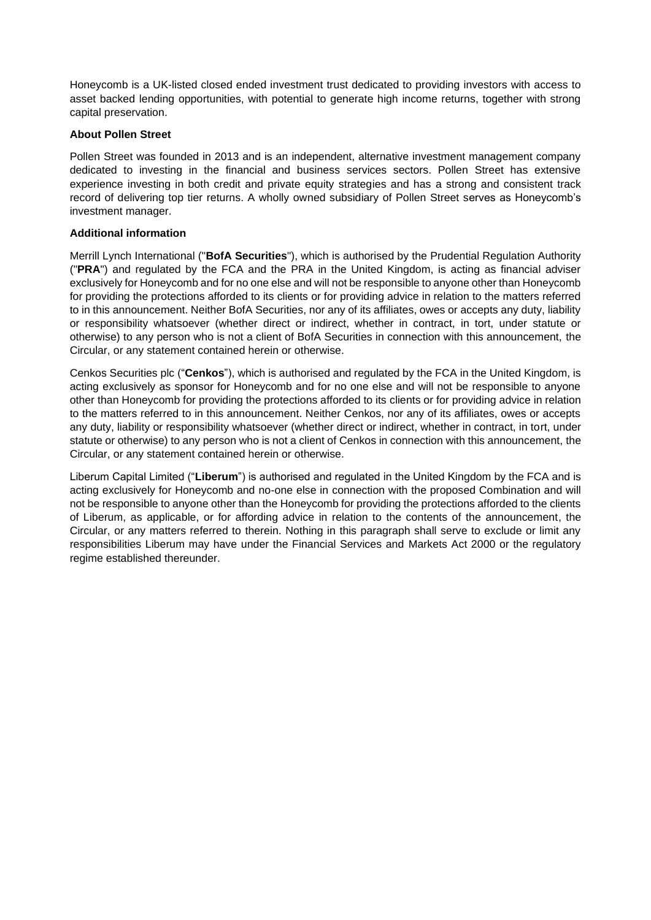Honeycomb is a UK-listed closed ended investment trust dedicated to providing investors with access to asset backed lending opportunities, with potential to generate high income returns, together with strong capital preservation.

**About Pollen Street**

Pollen Street was founded in 2013 and is an independent, alternative investment management company dedicated to investing in the financial and business services sectors. Pollen Street has extensive experience investing in both credit and private equity strategies and has a strong and consistent track record of delivering top tier returns. A wholly owned subsidiary of Pollen Street serves as Honeycomb's investment manager.

**Additional information**

Merrill Lynch International ("**BofA Securities**"), which is authorised by the Prudential Regulation Authority ("**PRA**") and regulated by the FCA and the PRA in the United Kingdom, is acting as financial adviser exclusively for Honeycomb and for no one else and will not be responsible to anyone other than Honeycomb for providing the protections afforded to its clients or for providing advice in relation to the matters referred to in this announcement. Neither BofA Securities, nor any of its affiliates, owes or accepts any duty, liability or responsibility whatsoever (whether direct or indirect, whether in contract, in tort, under statute or otherwise) to any person who is not a client of BofA Securities in connection with this announcement, the Circular, or any statement contained herein or otherwise.

Cenkos Securities plc ("**Cenkos**"), which is authorised and regulated by the FCA in the United Kingdom, is acting exclusively as sponsor for Honeycomb and for no one else and will not be responsible to anyone other than Honeycomb for providing the protections afforded to its clients or for providing advice in relation to the matters referred to in this announcement. Neither Cenkos, nor any of its affiliates, owes or accepts any duty, liability or responsibility whatsoever (whether direct or indirect, whether in contract, in tort, under statute or otherwise) to any person who is not a client of Cenkos in connection with this announcement, the Circular, or any statement contained herein or otherwise.

Liberum Capital Limited ("**Liberum**") is authorised and regulated in the United Kingdom by the FCA and is acting exclusively for Honeycomb and no-one else in connection with the proposed Combination and will not be responsible to anyone other than the Honeycomb for providing the protections afforded to the clients of Liberum, as applicable, or for affording advice in relation to the contents of the announcement, the Circular, or any matters referred to therein. Nothing in this paragraph shall serve to exclude or limit any responsibilities Liberum may have under the Financial Services and Markets Act 2000 or the regulatory regime established thereunder.